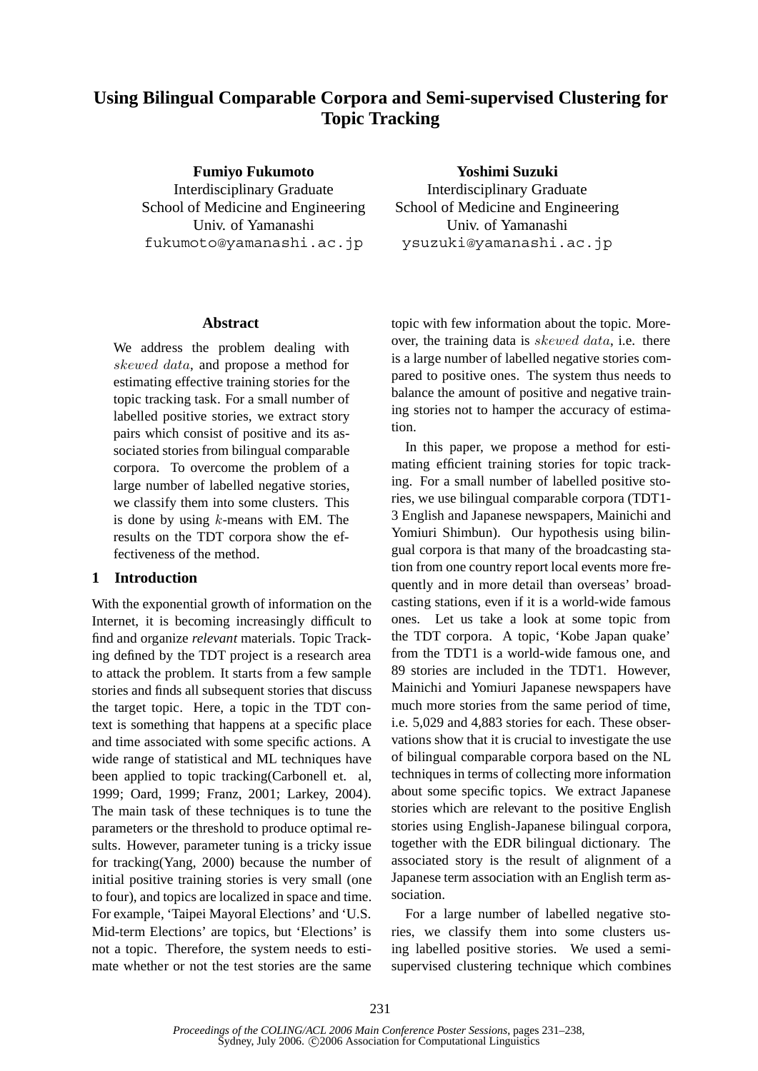# Using Bilingual Comparable Corpora and Semi-supervised Clustering for Topic Tracking

**Fumiyo Fukumoto**
Interdisciplinary Graduate
School of Medicine and Engineering
Univ. of Yamanashi
fukumoto@yamanashi.ac.jp

**Yoshimi Suzuki**
Interdisciplinary Graduate
School of Medicine and Engineering
Univ. of Yamanashi
ysuzuki@yamanashi.ac.jp

## Abstract

We address the problem dealing with *skewed data*, and propose a method for estimating effective training stories for the topic tracking task. For a small number of labelled positive stories, we extract story pairs which consist of positive and its associated stories from bilingual comparable corpora. To overcome the problem of a large number of labelled negative stories, we classify them into some clusters. This is done by using $k$-means with EM. The results on the TDT corpora show the effectiveness of the method.

## 1 Introduction

With the exponential growth of information on the Internet, it is becoming increasingly difficult to find and organize *relevant* materials. Topic Tracking defined by the TDT project is a research area to attack the problem. It starts from a few sample stories and finds all subsequent stories that discuss the target topic. Here, a topic in the TDT context is something that happens at a specific place and time associated with some specific actions. A wide range of statistical and ML techniques have been applied to topic tracking(Carbonell et. al, 1999; Oard, 1999; Franz, 2001; Larkey, 2004). The main task of these techniques is to tune the parameters or the threshold to produce optimal results. However, parameter tuning is a tricky issue for tracking(Yang, 2000) because the number of initial positive training stories is very small (one to four), and topics are localized in space and time. For example, 'Taipei Mayoral Elections' and 'U.S. Mid-term Elections' are topics, but 'Elections' is not a topic. Therefore, the system needs to estimate whether or not the test stories are the same topic with few information about the topic. Moreover, the training data is *skewed data*, i.e. there is a large number of labelled negative stories compared to positive ones. The system thus needs to balance the amount of positive and negative training stories not to hamper the accuracy of estimation.

In this paper, we propose a method for estimating efficient training stories for topic tracking. For a small number of labelled positive stories, we use bilingual comparable corpora (TDT1-3 English and Japanese newspapers, Mainichi and Yomiuri Shimbun). Our hypothesis using bilingual corpora is that many of the broadcasting station from one country report local events more frequently and in more detail than overseas' broadcasting stations, even if it is a world-wide famous ones. Let us take a look at some topic from the TDT corpora. A topic, 'Kobe Japan quake' from the TDT1 is a world-wide famous one, and 89 stories are included in the TDT1. However, Mainichi and Yomiuri Japanese newspapers have much more stories from the same period of time, i.e. 5,029 and 4,883 stories for each. These observations show that it is crucial to investigate the use of bilingual comparable corpora based on the NL techniques in terms of collecting more information about some specific topics. We extract Japanese stories which are relevant to the positive English stories using English-Japanese bilingual corpora, together with the EDR bilingual dictionary. The associated story is the result of alignment of a Japanese term association with an English term association.

For a large number of labelled negative stories, we classify them into some clusters using labelled positive stories. We used a semi-supervised clustering technique which combines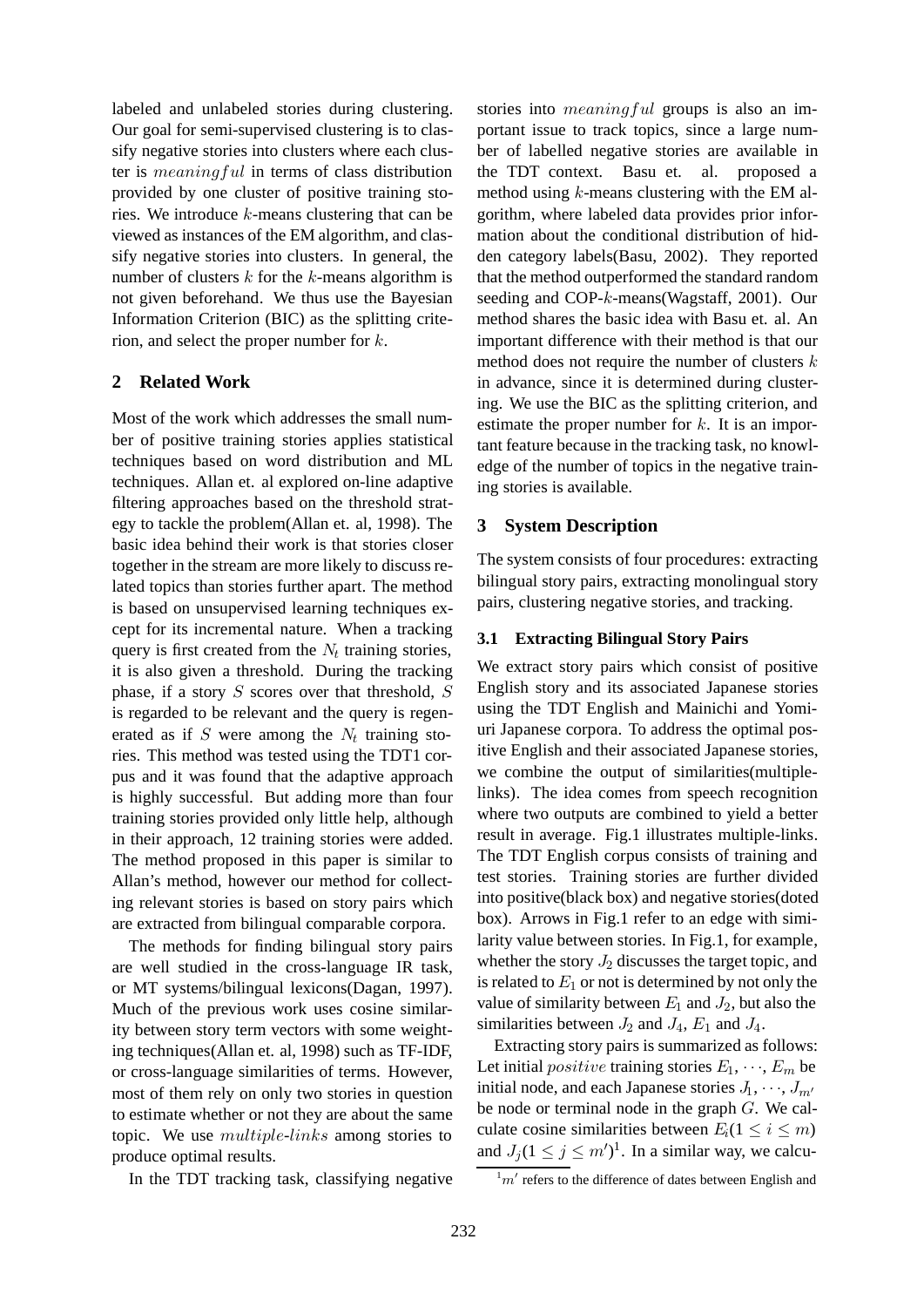labeled and unlabeled stories during clustering. Our goal for semi-supervised clustering is to classify negative stories into clusters where each cluster is $meaningful$ in terms of class distribution provided by one cluster of positive training stories. We introduce $k$-means clustering that can be viewed as instances of the EM algorithm, and classify negative stories into clusters. In general, the number of clusters $k$ for the $k$-means algorithm is not given beforehand. We thus use the Bayesian Information Criterion (BIC) as the splitting criterion, and select the proper number for $k$.

## 2 Related Work

Most of the work which addresses the small number of positive training stories applies statistical techniques based on word distribution and ML techniques. Allan et. al explored on-line adaptive filtering approaches based on the threshold strategy to tackle the problem(Allan et. al, 1998). The basic idea behind their work is that stories closer together in the stream are more likely to discuss related topics than stories further apart. The method is based on unsupervised learning techniques except for its incremental nature. When a tracking query is first created from the $N_t$ training stories, it is also given a threshold. During the tracking phase, if a story $S$ scores over that threshold, $S$ is regarded to be relevant and the query is regenerated as if $S$ were among the $N_t$ training stories. This method was tested using the TDT1 corpus and it was found that the adaptive approach is highly successful. But adding more than four training stories provided only little help, although in their approach, 12 training stories were added. The method proposed in this paper is similar to Allan's method, however our method for collecting relevant stories is based on story pairs which are extracted from bilingual comparable corpora.

The methods for finding bilingual story pairs are well studied in the cross-language IR task, or MT systems/bilingual lexicons(Dagan, 1997). Much of the previous work uses cosine similarity between story term vectors with some weighting techniques(Allan et. al, 1998) such as TF-IDF, or cross-language similarities of terms. However, most of them rely on only two stories in question to estimate whether or not they are about the same topic. We use $multiple$-$links$ among stories to produce optimal results.

In the TDT tracking task, classifying negative stories into $meaningful$ groups is also an important issue to track topics, since a large number of labelled negative stories are available in the TDT context. Basu et. al. proposed a method using $k$-means clustering with the EM algorithm, where labeled data provides prior information about the conditional distribution of hidden category labels(Basu, 2002). They reported that the method outperformed the standard random seeding and COP-$k$-means(Wagstaff, 2001). Our method shares the basic idea with Basu et. al. An important difference with their method is that our method does not require the number of clusters $k$ in advance, since it is determined during clustering. We use the BIC as the splitting criterion, and estimate the proper number for $k$. It is an important feature because in the tracking task, no knowledge of the number of topics in the negative training stories is available.

## 3 System Description

The system consists of four procedures: extracting bilingual story pairs, extracting monolingual story pairs, clustering negative stories, and tracking.

### 3.1 Extracting Bilingual Story Pairs

We extract story pairs which consist of positive English story and its associated Japanese stories using the TDT English and Mainichi and Yomiuri Japanese corpora. To address the optimal positive English and their associated Japanese stories, we combine the output of similarities(multiple-links). The idea comes from speech recognition where two outputs are combined to yield a better result in average. Fig.1 illustrates multiple-links. The TDT English corpus consists of training and test stories. Training stories are further divided into positive(black box) and negative stories(doted box). Arrows in Fig.1 refer to an edge with similarity value between stories. In Fig.1, for example, whether the story $J_2$ discusses the target topic, and is related to $E_1$ or not is determined by not only the value of similarity between $E_1$ and $J_2$, but also the similarities between $J_2$ and $J_4$, $E_1$ and $J_4$.

Extracting story pairs is summarized as follows: Let initial $positive$ training stories $E_1, \cdots, E_m$ be initial node, and each Japanese stories $J_1, \cdots, J_{m'}$ be node or terminal node in the graph $G$. We calculate cosine similarities between $E_i (1 \leq i \leq m)$ and $J_j (1 \leq j \leq m')$[1]. In a similar way, we calcu-

[1] $m'$ refers to the difference of dates between English and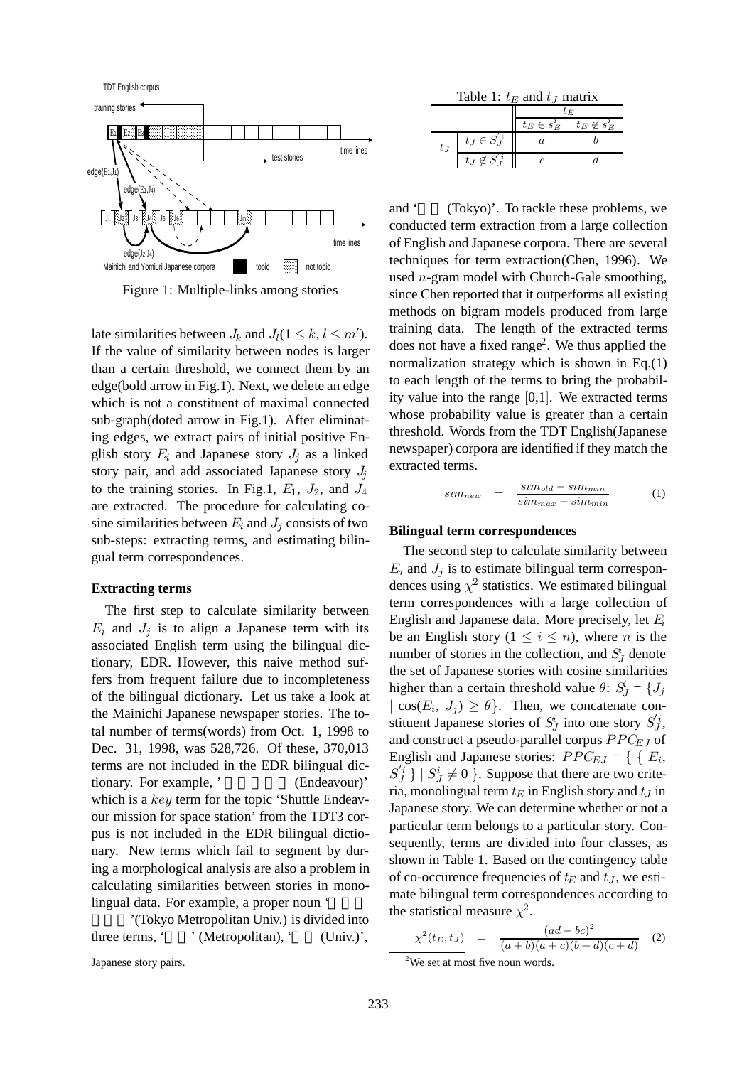Figure 1: Multiple-links among stories

late similarities between $J_k$ and $J_l (1 \leq k, l \leq m')$. If the value of similarity between nodes is larger than a certain threshold, we connect them by an edge(bold arrow in Fig.1). Next, we delete an edge which is not a constituent of maximal connected sub-graph(doted arrow in Fig.1). After eliminating edges, we extract pairs of initial positive English story $E_i$ and Japanese story $J_j$ as a linked story pair, and add associated Japanese story $J_j$ to the training stories. In Fig.1, $E_1$, $J_2$, and $J_4$ are extracted. The procedure for calculating cosine similarities between $E_i$ and $J_j$ consists of two sub-steps: extracting terms, and estimating bilingual term correspondences.

**Extracting terms**

The first step to calculate similarity between $E_i$ and $J_j$ is to align a Japanese term with its associated English term using the bilingual dictionary, EDR. However, this naive method suffers from frequent failure due to incompleteness of the bilingual dictionary. Let us take a look at the Mainichi Japanese newspaper stories. The total number of terms(words) from Oct. 1, 1998 to Dec. 31, 1998, was 528,726. Of these, 370,013 terms are not included in the EDR bilingual dictionary. For example, ' (Endeavour)' which is a *key* term for the topic 'Shuttle Endeavour mission for space station' from the TDT3 corpus is not included in the EDR bilingual dictionary. New terms which fail to segment by during a morphological analysis are also a problem in calculating similarities between stories in monolingual data. For example, a proper noun ' '(Tokyo Metropolitan Univ.) is divided into three terms, ' ' (Metropolitan), ' (Univ.)', and ' (Tokyo)'. To tackle these problems, we conducted term extraction from a large collection of English and Japanese corpora. There are several techniques for term extraction(Chen, 1996). We used $n$-gram model with Church-Gale smoothing, since Chen reported that it outperforms all existing methods on bigram models produced from large training data. The length of the extracted terms does not have a fixed range[2]. We thus applied the normalization strategy which is shown in Eq.(1) to each length of the terms to bring the probability value into the range [0,1]. We extracted terms whose probability value is greater than a certain threshold. Words from the TDT English(Japanese newspaper) corpora are identified if they match the extracted terms.

$$sim_{new} = \frac{sim_{old} - sim_{min}}{sim_{max} - sim_{min}} \quad (1)$$

**Bilingual term correspondences**

The second step to calculate similarity between $E_i$ and $J_j$ is to estimate bilingual term correspondences using $\chi^2$ statistics. We estimated bilingual term correspondences with a large collection of English and Japanese data. More precisely, let $E_i$ be an English story ($1 \leq i \leq n$), where $n$ is the number of stories in the collection, and $S_J^i$ denote the set of Japanese stories with cosine similarities higher than a certain threshold value $\theta$: $S_J^i = \{J_j \mid \cos(E_i, J_j) \geq \theta\}$. Then, we concatenate constituent Japanese stories of $S_J^i$ into one story $S_J'^i$, and construct a pseudo-parallel corpus $PPC_{EJ}$ of English and Japanese stories: $PPC_{EJ} = \{ \{ E_i, S_J'^i \} \mid S_J^i \neq 0 \}$. Suppose that there are two criteria, monolingual term $t_E$ in English story and $t_J$ in Japanese story. We can determine whether or not a particular term belongs to a particular story. Consequently, terms are divided into four classes, as shown in Table 1. Based on the contingency table of co-occurence frequencies of $t_E$ and $t_J$, we estimate bilingual term correspondences according to the statistical measure $\chi^2$.

Table 1: $t_E$ and $t_J$ matrix

| | | $t_E$ | |
|---|---|---|---|
| | | $t_E \in s_E^i$ | $t_E \notin s_E^i$ |
| $t_J$ | $t_J \in S_J'^i$ | $a$ | $b$ |
| | $t_J \notin S_J'^i$ | $c$ | $d$ |

$$\chi^2(t_E, t_J) = \frac{(ad - bc)^2}{(a+b)(a+c)(b+d)(c+d)} \quad (2)$$

Japanese story pairs.

[2] We set at most five noun words.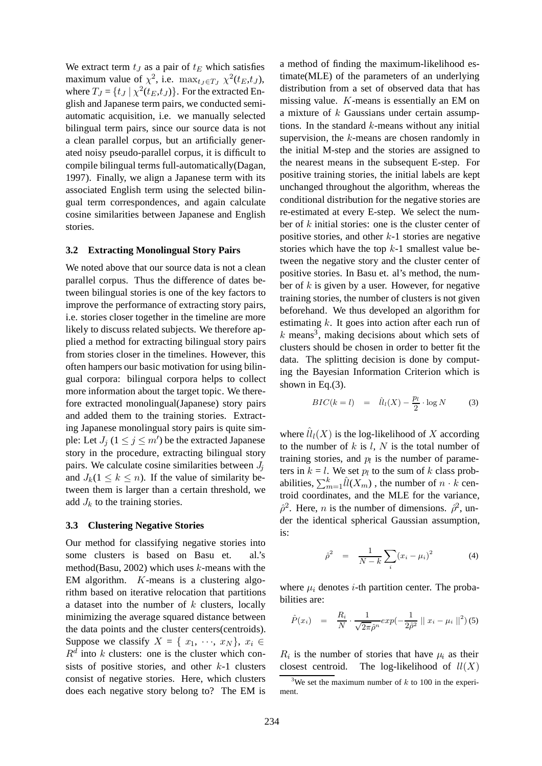We extract term $t_J$ as a pair of $t_E$ which satisfies maximum value of $\chi^2$, i.e. $\max_{t_J \in T_J} \chi^2(t_E, t_J)$, where $T_J = \{t_J \mid \chi^2(t_E, t_J)\}$. For the extracted English and Japanese term pairs, we conducted semi-automatic acquisition, i.e. we manually selected bilingual term pairs, since our source data is not a clean parallel corpus, but an artificially generated noisy pseudo-parallel corpus, it is difficult to compile bilingual terms full-automatically(Dagan, 1997). Finally, we align a Japanese term with its associated English term using the selected bilingual term correspondences, and again calculate cosine similarities between Japanese and English stories.

### 3.2 Extracting Monolingual Story Pairs

We noted above that our source data is not a clean parallel corpus. Thus the difference of dates between bilingual stories is one of the key factors to improve the performance of extracting story pairs, i.e. stories closer together in the timeline are more likely to discuss related subjects. We therefore applied a method for extracting bilingual story pairs from stories closer in the timelines. However, this often hampers our basic motivation for using bilingual corpora: bilingual corpora helps to collect more information about the target topic. We therefore extracted monolingual(Japanese) story pairs and added them to the training stories. Extracting Japanese monolingual story pairs is quite simple: Let $J_j$ ($1 \leq j \leq m'$) be the extracted Japanese story in the procedure, extracting bilingual story pairs. We calculate cosine similarities between $J_j$ and $J_k$($1 \leq k \leq n$). If the value of similarity between them is larger than a certain threshold, we add $J_k$ to the training stories.

### 3.3 Clustering Negative Stories

Our method for classifying negative stories into some clusters is based on Basu et. al.'s method(Basu, 2002) which uses $k$-means with the EM algorithm. $K$-means is a clustering algorithm based on iterative relocation that partitions a dataset into the number of $k$ clusters, locally minimizing the average squared distance between the data points and the cluster centers(centroids). Suppose we classify $X = \{ x_1, \cdots, x_N \}$, $x_i \in R^d$ into $k$ clusters: one is the cluster which consists of positive stories, and other $k$-1 clusters consist of negative stories. Here, which clusters does each negative story belong to? The EM is a method of finding the maximum-likelihood estimate(MLE) of the parameters of an underlying distribution from a set of observed data that has missing value. $K$-means is essentially an EM on a mixture of $k$ Gaussians under certain assumptions. In the standard $k$-means without any initial supervision, the $k$-means are chosen randomly in the initial M-step and the stories are assigned to the nearest means in the subsequent E-step. For positive training stories, the initial labels are kept unchanged throughout the algorithm, whereas the conditional distribution for the negative stories are re-estimated at every E-step. We select the number of $k$ initial stories: one is the cluster center of positive stories, and other $k$-1 stories are negative stories which have the top $k$-1 smallest value between the negative story and the cluster center of positive stories. In Basu et. al's method, the number of $k$ is given by a user. However, for negative training stories, the number of clusters is not given beforehand. We thus developed an algorithm for estimating $k$. It goes into action after each run of $k$ means[3], making decisions about which sets of clusters should be chosen in order to better fit the data. The splitting decision is done by computing the Bayesian Information Criterion which is shown in Eq.(3).

$$BIC(k = l) \quad = \quad \hat{ll}_l(X) - \frac{p_l}{2} \cdot \log N \tag{3}$$

where $\hat{ll}_l(X)$ is the log-likelihood of $X$ according to the number of $k$ is $l$, $N$ is the total number of training stories, and $p_l$ is the number of parameters in $k = l$. We set $p_l$ to the sum of $k$ class probabilities, $\sum_{m=1}^{k} \hat{ll}(X_m)$ , the number of $n \cdot k$ centroid coordinates, and the MLE for the variance, $\hat{\rho}^2$. Here, $n$ is the number of dimensions. $\hat{\rho}^2$, under the identical spherical Gaussian assumption, is:

$$\hat{\rho}^2 \quad = \quad \frac{1}{N - k} \sum_{i} (x_i - \mu_i)^2 \tag{4}$$

where $\mu_i$ denotes $i$-th partition center. The probabilities are:

$$\hat{P}(x_i) \quad = \quad \frac{R_i}{N} \cdot \frac{1}{\sqrt{2\pi}\hat{\rho}^n} exp(-\frac{1}{2\hat{\rho}^2} \parallel x_i - \mu_i \parallel^2) \tag{5}$$

$R_i$ is the number of stories that have $\mu_i$ as their closest centroid. The log-likelihood of $ll(X)$

[3] We set the maximum number of $k$ to 100 in the experiment.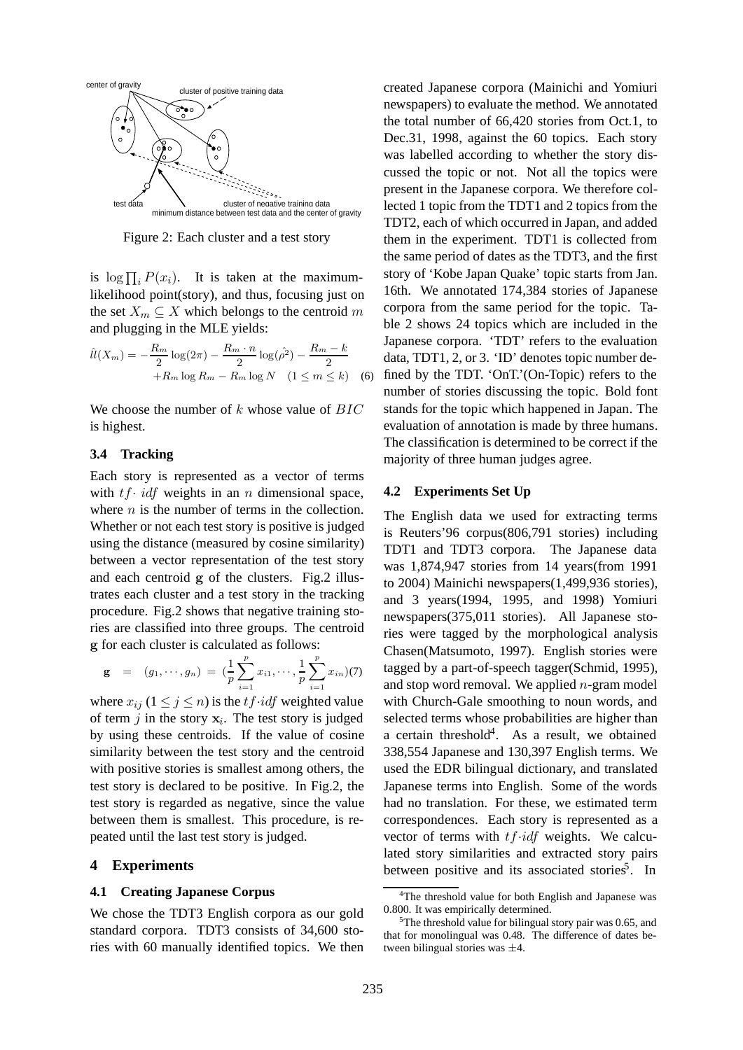Figure 2: Each cluster and a test story

is $\log \prod_i P(x_i)$. It is taken at the maximum-likelihood point(story), and thus, focusing just on the set $X_m \subseteq X$ which belongs to the centroid $m$ and plugging in the MLE yields:

$$\hat{ll}(X_m) = -\frac{R_m}{2}\log(2\pi) - \frac{R_m \cdot n}{2}\log(\hat{\rho^2}) - \frac{R_m - k}{2} + R_m \log R_m - R_m \log N \quad (1 \leq m \leq k) \quad (6)$$

We choose the number of $k$ whose value of $BIC$ is highest.

### 3.4 Tracking

Each story is represented as a vector of terms with $tf \cdot idf$ weights in an $n$ dimensional space, where $n$ is the number of terms in the collection. Whether or not each test story is positive is judged using the distance (measured by cosine similarity) between a vector representation of the test story and each centroid $\mathbf{g}$ of the clusters. Fig.2 illustrates each cluster and a test story in the tracking procedure. Fig.2 shows that negative training stories are classified into three groups. The centroid $\mathbf{g}$ for each cluster is calculated as follows:

$$\mathbf{g} = (g_1, \cdots, g_n) = (\frac{1}{p}\sum_{i=1}^{p} x_{i1}, \cdots, \frac{1}{p}\sum_{i=1}^{p} x_{in}) \quad (7)$$

where $x_{ij}$ $(1 \leq j \leq n)$ is the $tf \cdot idf$ weighted value of term $j$ in the story $\mathbf{x}_i$. The test story is judged by using these centroids. If the value of cosine similarity between the test story and the centroid with positive stories is smallest among others, the test story is declared to be positive. In Fig.2, the test story is regarded as negative, since the value between them is smallest. This procedure, is repeated until the last test story is judged.

## 4 Experiments

### 4.1 Creating Japanese Corpus

We chose the TDT3 English corpora as our gold standard corpora. TDT3 consists of 34,600 stories with 60 manually identified topics. We then created Japanese corpora (Mainichi and Yomiuri newspapers) to evaluate the method. We annotated the total number of 66,420 stories from Oct.1, to Dec.31, 1998, against the 60 topics. Each story was labelled according to whether the story discussed the topic or not. Not all the topics were present in the Japanese corpora. We therefore collected 1 topic from the TDT1 and 2 topics from the TDT2, each of which occurred in Japan, and added them in the experiment. TDT1 is collected from the same period of dates as the TDT3, and the first story of 'Kobe Japan Quake' topic starts from Jan. 16th. We annotated 174,384 stories of Japanese corpora from the same period for the topic. Table 2 shows 24 topics which are included in the Japanese corpora. 'TDT' refers to the evaluation data, TDT1, 2, or 3. 'ID' denotes topic number defined by the TDT. 'OnT.'(On-Topic) refers to the number of stories discussing the topic. Bold font stands for the topic which happened in Japan. The evaluation of annotation is made by three humans. The classification is determined to be correct if the majority of three human judges agree.

### 4.2 Experiments Set Up

The English data we used for extracting terms is Reuters'96 corpus(806,791 stories) including TDT1 and TDT3 corpora. The Japanese data was 1,874,947 stories from 14 years(from 1991 to 2004) Mainichi newspapers(1,499,936 stories), and 3 years(1994, 1995, and 1998) Yomiuri newspapers(375,011 stories). All Japanese stories were tagged by the morphological analysis Chasen(Matsumoto, 1997). English stories were tagged by a part-of-speech tagger(Schmid, 1995), and stop word removal. We applied $n$-gram model with Church-Gale smoothing to noun words, and selected terms whose probabilities are higher than a certain threshold[4]. As a result, we obtained 338,554 Japanese and 130,397 English terms. We used the EDR bilingual dictionary, and translated Japanese terms into English. Some of the words had no translation. For these, we estimated term correspondences. Each story is represented as a vector of terms with $tf \cdot idf$ weights. We calculated story similarities and extracted story pairs between positive and its associated stories[5]. In

[4] The threshold value for both English and Japanese was 0.800. It was empirically determined.

[5] The threshold value for bilingual story pair was 0.65, and that for monolingual was 0.48. The difference of dates between bilingual stories was $\pm 4$.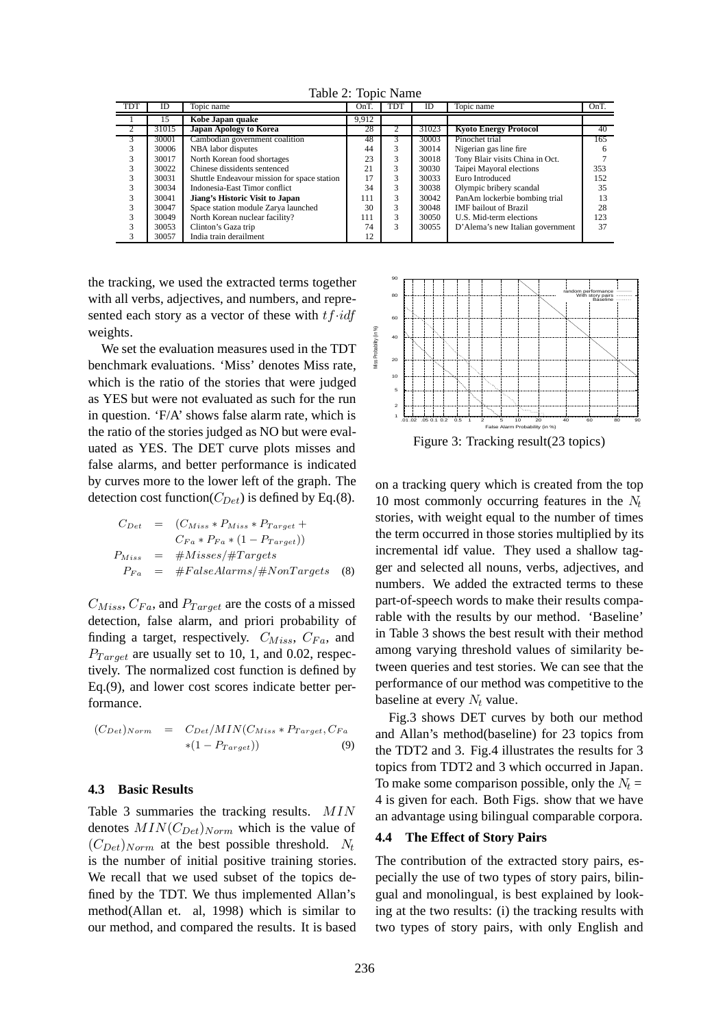Table 2: Topic Name

| TDT | ID | Topic name | OnT. | TDT | ID | Topic name | OnT. |
|---|---|---|---|---|---|---|---|
| 1 | 15 | **Kobe Japan quake** | 9,912 | | | | |
| 2 | 31015 | **Japan Apology to Korea** | 28 | 2 | 31023 | **Kyoto Energy Protocol** | 40 |
| 3 | 30001 | Cambodian government coalition | 48 | 3 | 30003 | Pinochet trial | 165 |
| 3 | 30006 | NBA labor disputes | 44 | 3 | 30014 | Nigerian gas line fire | 6 |
| 3 | 30017 | North Korean food shortages | 23 | 3 | 30018 | Tony Blair visits China in Oct. | 7 |
| 3 | 30022 | Chinese dissidents sentenced | 21 | 3 | 30030 | Taipei Mayoral elections | 353 |
| 3 | 30031 | Shuttle Endeavour mission for space station | 17 | 3 | 30033 | Euro Introduced | 152 |
| 3 | 30034 | Indonesia-East Timor conflict | 34 | 3 | 30038 | Olympic bribery scandal | 35 |
| 3 | 30041 | **Jiang's Historic Visit to Japan** | 111 | 3 | 30042 | PanAm lockerbie bombing trial | 13 |
| 3 | 30047 | Space station module Zarya launched | 30 | 3 | 30048 | IMF bailout of Brazil | 28 |
| 3 | 30049 | North Korean nuclear facility? | 111 | 3 | 30050 | U.S. Mid-term elections | 123 |
| 3 | 30053 | Clinton's Gaza trip | 74 | 3 | 30055 | D'Alema's new Italian government | 37 |
| 3 | 30057 | India train derailment | 12 | | | | |

the tracking, we used the extracted terms together with all verbs, adjectives, and numbers, and represented each story as a vector of these with $tf{\cdot}idf$ weights.

We set the evaluation measures used in the TDT benchmark evaluations. 'Miss' denotes Miss rate, which is the ratio of the stories that were judged as YES but were not evaluated as such for the run in question. 'F/A' shows false alarm rate, which is the ratio of the stories judged as NO but were evaluated as YES. The DET curve plots misses and false alarms, and better performance is indicated by curves more to the lower left of the graph. The detection cost function($C_{Det}$) is defined by Eq.(8).

$$
\begin{aligned}
C_{Det} &= (C_{Miss} * P_{Miss} * P_{Target} + \\
&\quad C_{Fa} * P_{Fa} * (1 - P_{Target})) \\
P_{Miss} &= \#Misses/\#Targets \\
P_{Fa} &= \#FalseAlarms/\#NonTargets \quad (8)
\end{aligned}
$$

$C_{Miss}$, $C_{Fa}$, and $P_{Target}$ are the costs of a missed detection, false alarm, and priori probability of finding a target, respectively. $C_{Miss}$, $C_{Fa}$, and $P_{Target}$ are usually set to 10, 1, and 0.02, respectively. The normalized cost function is defined by Eq.(9), and lower cost scores indicate better performance.

$$
(C_{Det})_{Norm} = C_{Det}/MIN(C_{Miss} * P_{Target}, C_{Fa} * (1 - P_{Target})) \quad (9)
$$

### 4.3 Basic Results

Table 3 summaries the tracking results. $MIN$ denotes $MIN(C_{Det})_{Norm}$ which is the value of $(C_{Det})_{Norm}$ at the best possible threshold. $N_t$ is the number of initial positive training stories. We recall that we used subset of the topics defined by the TDT. We thus implemented Allan's method(Allan et. al, 1998) which is similar to our method, and compared the results. It is based on a tracking query which is created from the top 10 most commonly occurring features in the $N_t$ stories, with weight equal to the number of times the term occurred in those stories multiplied by its incremental idf value. They used a shallow tagger and selected all nouns, verbs, adjectives, and numbers. We added the extracted terms to these part-of-speech words to make their results comparable with the results by our method. 'Baseline' in Table 3 shows the best result with their method among varying threshold values of similarity between queries and test stories. We can see that the performance of our method was competitive to the baseline at every $N_t$ value.

Figure 3: Tracking result(23 topics)

Fig.3 shows DET curves by both our method and Allan's method(baseline) for 23 topics from the TDT2 and 3. Fig.4 illustrates the results for 3 topics from TDT2 and 3 which occurred in Japan. To make some comparison possible, only the $N_t$ = 4 is given for each. Both Figs. show that we have an advantage using bilingual comparable corpora.

### 4.4 The Effect of Story Pairs

The contribution of the extracted story pairs, especially the use of two types of story pairs, bilingual and monolingual, is best explained by looking at the two results: (i) the tracking results with two types of story pairs, with only English and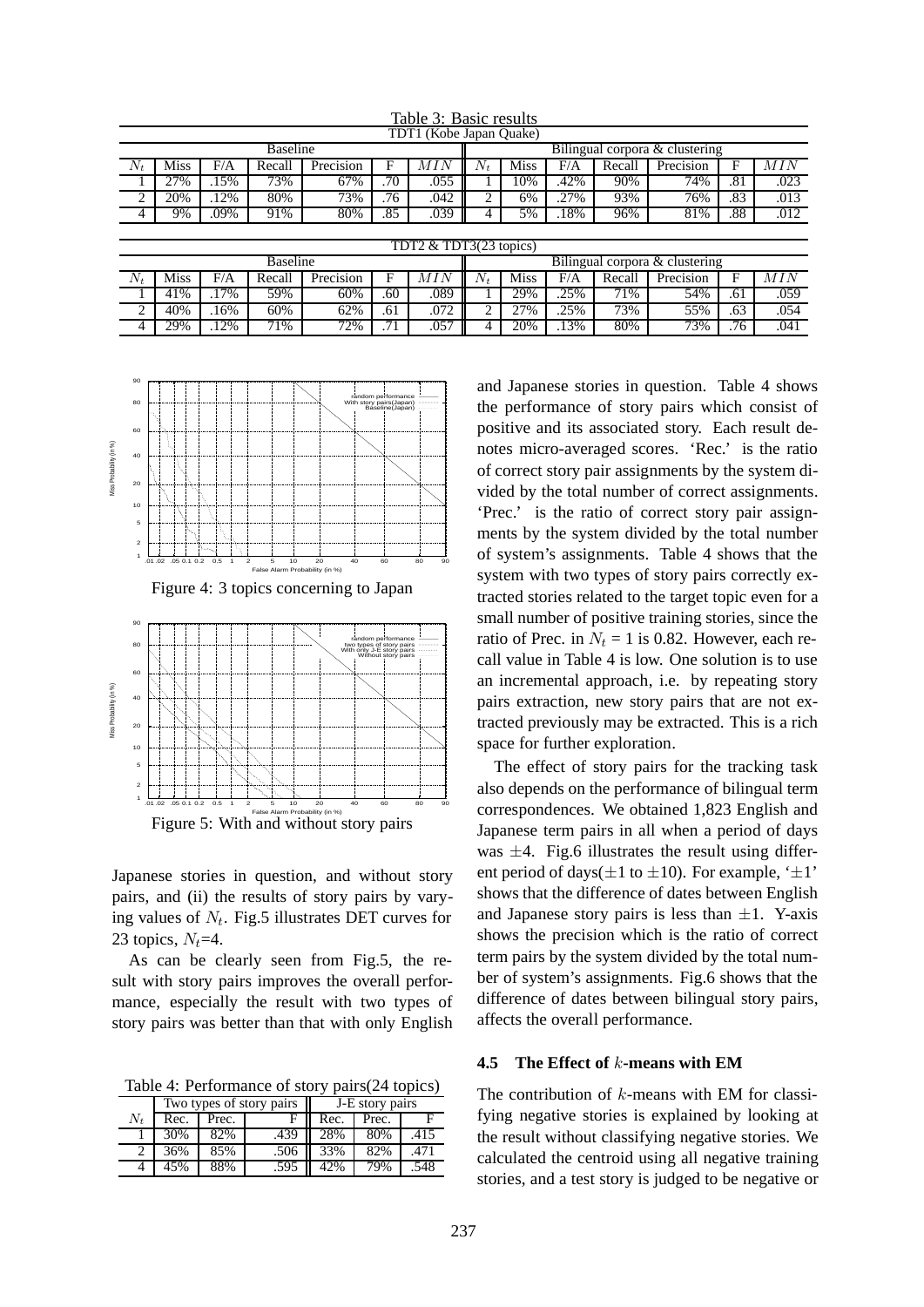Table 3: Basic results

TDT1 (Kobe Japan Quake)

| Baseline | | | | | | | Bilingual corpora & clustering | | | | | | |
|---|---|---|---|---|---|---|---|---|---|---|---|---|---|
| $N_t$ | Miss | F/A | Recall | Precision | F | $MIN$ | $N_t$ | Miss | F/A | Recall | Precision | F | $MIN$ |
| 1 | 27% | .15% | 73% | 67% | .70 | .055 | 1 | 10% | .42% | 90% | 74% | .81 | .023 |
| 2 | 20% | .12% | 80% | 73% | .76 | .042 | 2 | 6% | .27% | 93% | 76% | .83 | .013 |
| 4 | 9% | .09% | 91% | 80% | .85 | .039 | 4 | 5% | .18% | 96% | 81% | .88 | .012 |

TDT2 & TDT3(23 topics)

| Baseline | | | | | | | Bilingual corpora & clustering | | | | | | |
|---|---|---|---|---|---|---|---|---|---|---|---|---|---|
| $N_t$ | Miss | F/A | Recall | Precision | F | $MIN$ | $N_t$ | Miss | F/A | Recall | Precision | F | $MIN$ |
| 1 | 41% | .17% | 59% | 60% | .60 | .089 | 1 | 29% | .25% | 71% | 54% | .61 | .059 |
| 2 | 40% | .16% | 60% | 62% | .61 | .072 | 2 | 27% | .25% | 73% | 55% | .63 | .054 |
| 4 | 29% | .12% | 71% | 72% | .71 | .057 | 4 | 20% | .13% | 80% | 73% | .76 | .041 |

Figure 4: 3 topics concerning to Japan

Figure 5: With and without story pairs

Japanese stories in question, and without story pairs, and (ii) the results of story pairs by varying values of $N_t$. Fig.5 illustrates DET curves for 23 topics, $N_t$=4.

As can be clearly seen from Fig.5, the result with story pairs improves the overall performance, especially the result with two types of story pairs was better than that with only English and Japanese stories in question. Table 4 shows the performance of story pairs which consist of positive and its associated story. Each result denotes micro-averaged scores. 'Rec.' is the ratio of correct story pair assignments by the system divided by the total number of correct assignments. 'Prec.' is the ratio of correct story pair assignments by the system divided by the total number of system's assignments. Table 4 shows that the system with two types of story pairs correctly extracted stories related to the target topic even for a small number of positive training stories, since the ratio of Prec. in $N_t$ = 1 is 0.82. However, each recall value in Table 4 is low. One solution is to use an incremental approach, i.e. by repeating story pairs extraction, new story pairs that are not extracted previously may be extracted. This is a rich space for further exploration.

Table 4: Performance of story pairs(24 topics)

| | Two types of story pairs | | | J-E story pairs | | |
|---|---|---|---|---|---|---|
| $N_t$ | Rec. | Prec. | F | Rec. | Prec. | F |
| 1 | 30% | 82% | .439 | 28% | 80% | .415 |
| 2 | 36% | 85% | .506 | 33% | 82% | .471 |
| 4 | 45% | 88% | .595 | 42% | 79% | .548 |

The effect of story pairs for the tracking task also depends on the performance of bilingual term correspondences. We obtained 1,823 English and Japanese term pairs in all when a period of days was $\pm 4$. Fig.6 illustrates the result using different period of days($\pm 1$ to $\pm 10$). For example, '$\pm 1$' shows that the difference of dates between English and Japanese story pairs is less than $\pm 1$. Y-axis shows the precision which is the ratio of correct term pairs by the system divided by the total number of system's assignments. Fig.6 shows that the difference of dates between bilingual story pairs, affects the overall performance.

### 4.5 The Effect of $k$-means with EM

The contribution of $k$-means with EM for classifying negative stories is explained by looking at the result without classifying negative stories. We calculated the centroid using all negative training stories, and a test story is judged to be negative or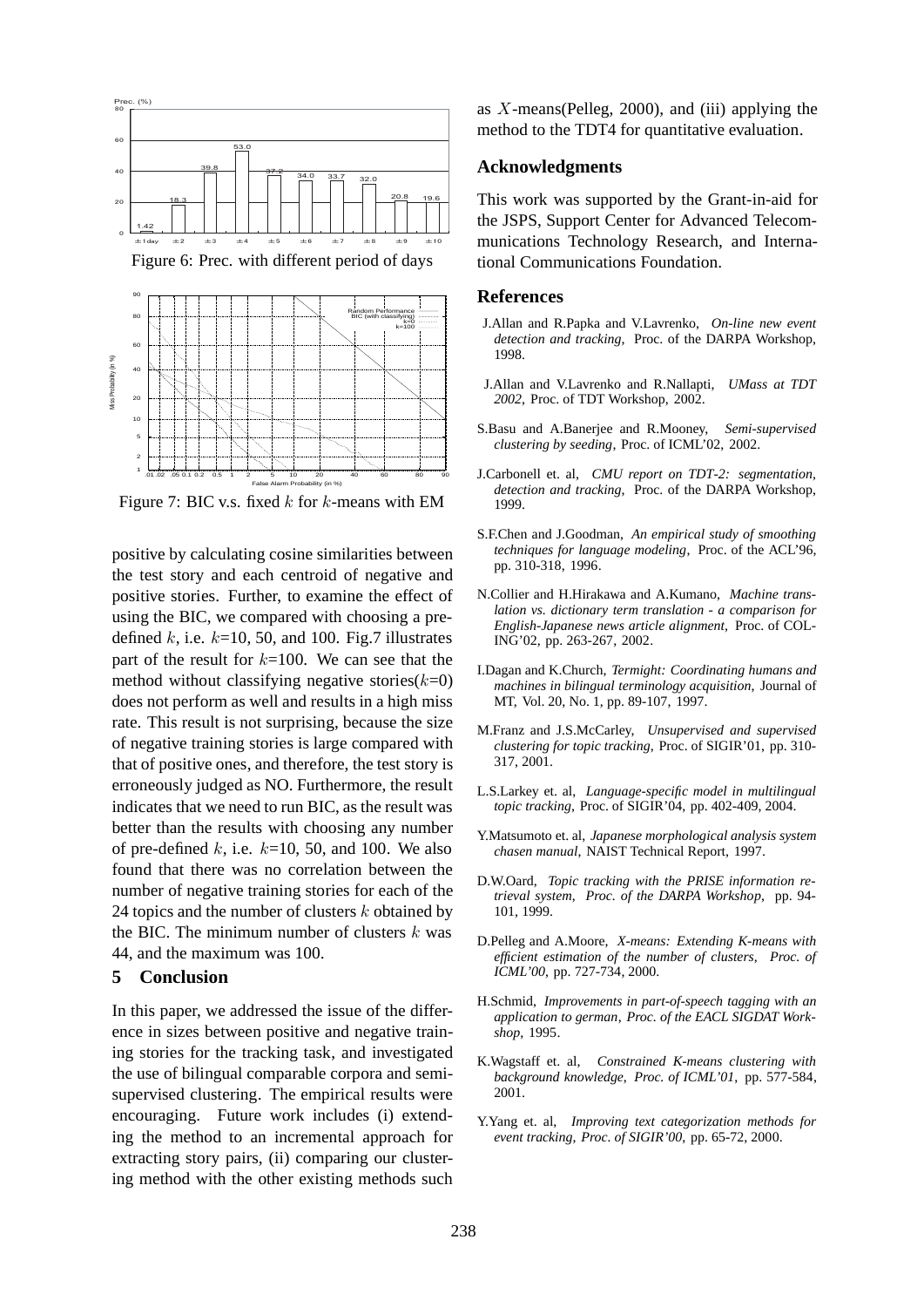Prec. (%)
80
60
40
20
0
1.42
18.3
39.8
53.0
37.2
34.0
33.7
32.0
20.8
19.6
±1day ±2 ±3 ±4 ±5 ±6 ±7 ±8 ±9 ±10

Figure 6: Prec. with different period of days

Miss Probability (in %)
90
80
60
40
20
10
5
2
1
.01 .02 .05 0.1 0.2 0.5 1 2 5 10 20 40 60 80 90
False Alarm Probability (in %)
Random Performance
BIC (with classifying)
k=0
k=100

Figure 7: BIC v.s. fixed $k$ for $k$-means with EM

positive by calculating cosine similarities between the test story and each centroid of negative and positive stories. Further, to examine the effect of using the BIC, we compared with choosing a pre-defined $k$, i.e. $k$=10, 50, and 100. Fig.7 illustrates part of the result for $k$=100. We can see that the method without classifying negative stories($k$=0) does not perform as well and results in a high miss rate. This result is not surprising, because the size of negative training stories is large compared with that of positive ones, and therefore, the test story is erroneously judged as NO. Furthermore, the result indicates that we need to run BIC, as the result was better than the results with choosing any number of pre-defined $k$, i.e. $k$=10, 50, and 100. We also found that there was no correlation between the number of negative training stories for each of the 24 topics and the number of clusters $k$ obtained by the BIC. The minimum number of clusters $k$ was 44, and the maximum was 100.

## 5 Conclusion

In this paper, we addressed the issue of the difference in sizes between positive and negative training stories for the tracking task, and investigated the use of bilingual comparable corpora and semi-supervised clustering. The empirical results were encouraging. Future work includes (i) extending the method to an incremental approach for extracting story pairs, (ii) comparing our clustering method with the other existing methods such as $X$-means(Pelleg, 2000), and (iii) applying the method to the TDT4 for quantitative evaluation.

## Acknowledgments

This work was supported by the Grant-in-aid for the JSPS, Support Center for Advanced Telecommunications Technology Research, and International Communications Foundation.

## References

J.Allan and R.Papka and V.Lavrenko, *On-line new event detection and tracking*, Proc. of the DARPA Workshop, 1998.

J.Allan and V.Lavrenko and R.Nallapti, *UMass at TDT 2002*, Proc. of TDT Workshop, 2002.

S.Basu and A.Banerjee and R.Mooney, *Semi-supervised clustering by seeding*, Proc. of ICML'02, 2002.

J.Carbonell et. al, *CMU report on TDT-2: segmentation, detection and tracking*, Proc. of the DARPA Workshop, 1999.

S.F.Chen and J.Goodman, *An empirical study of smoothing techniques for language modeling*, Proc. of the ACL'96, pp. 310-318, 1996.

N.Collier and H.Hirakawa and A.Kumano, *Machine translation vs. dictionary term translation - a comparison for English-Japanese news article alignment*, Proc. of COLING'02, pp. 263-267, 2002.

I.Dagan and K.Church, *Termight: Coordinating humans and machines in bilingual terminology acquisition*, Journal of MT, Vol. 20, No. 1, pp. 89-107, 1997.

M.Franz and J.S.McCarley, *Unsupervised and supervised clustering for topic tracking*, Proc. of SIGIR'01, pp. 310-317, 2001.

L.S.Larkey et. al, *Language-specific model in multilingual topic tracking*, Proc. of SIGIR'04, pp. 402-409, 2004.

Y.Matsumoto et. al, *Japanese morphological analysis system chasen manual*, NAIST Technical Report, 1997.

D.W.Oard, *Topic tracking with the PRISE information retrieval system*, *Proc. of the DARPA Workshop*, pp. 94-101, 1999.

D.Pelleg and A.Moore, *X-means: Extending K-means with efficient estimation of the number of clusters*, *Proc. of ICML'00*, pp. 727-734, 2000.

H.Schmid, *Improvements in part-of-speech tagging with an application to german*, *Proc. of the EACL SIGDAT Workshop*, 1995.

K.Wagstaff et. al, *Constrained K-means clustering with background knowledge*, *Proc. of ICML'01*, pp. 577-584, 2001.

Y.Yang et. al, *Improving text categorization methods for event tracking*, *Proc. of SIGIR'00*, pp. 65-72, 2000.